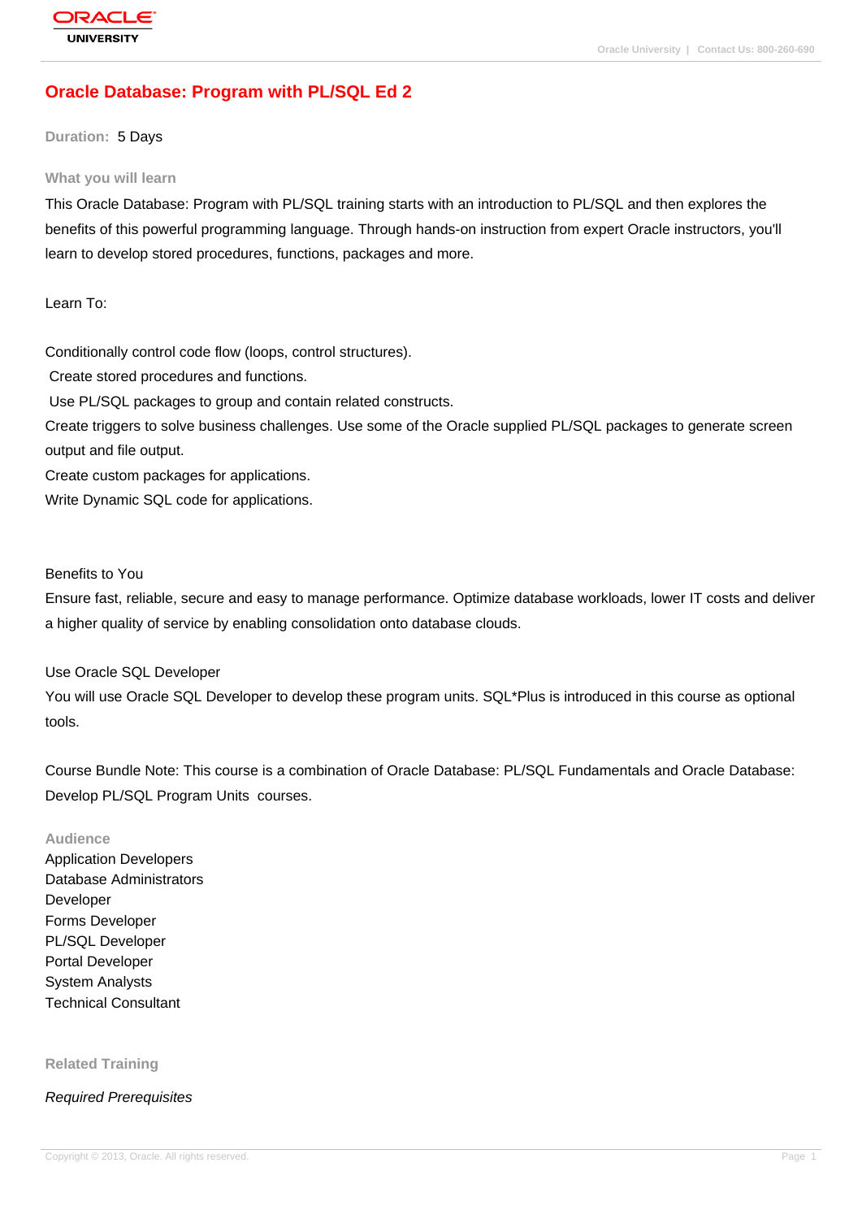# Oracle Database: Program with PL/SQL Ed 2

**Duration:** 5 Days

## What you will learn

This Oracle Database: Program with PL/SQL training starts with an introduction to PL/SQL and then explores the benefits of this powerful programming language. Through hands-on instruction from expert Oracle instructors, you'll learn to develop stored procedures, functions, packages and more.

Learn To:

Conditionally control code flow (loops, control structures).
Create stored procedures and functions.
Use PL/SQL packages to group and contain related constructs.
Create triggers to solve business challenges. Use some of the Oracle supplied PL/SQL packages to generate screen output and file output.
Create custom packages for applications.
Write Dynamic SQL code for applications.

Benefits to You
Ensure fast, reliable, secure and easy to manage performance. Optimize database workloads, lower IT costs and deliver a higher quality of service by enabling consolidation onto database clouds.

Use Oracle SQL Developer
You will use Oracle SQL Developer to develop these program units. SQL*Plus is introduced in this course as optional tools.

Course Bundle Note: This course is a combination of Oracle Database: PL/SQL Fundamentals and Oracle Database: Develop PL/SQL Program Units courses.

## Audience

Application Developers
Database Administrators
Developer
Forms Developer
PL/SQL Developer
Portal Developer
System Analysts
Technical Consultant

## Related Training

*Required Prerequisites*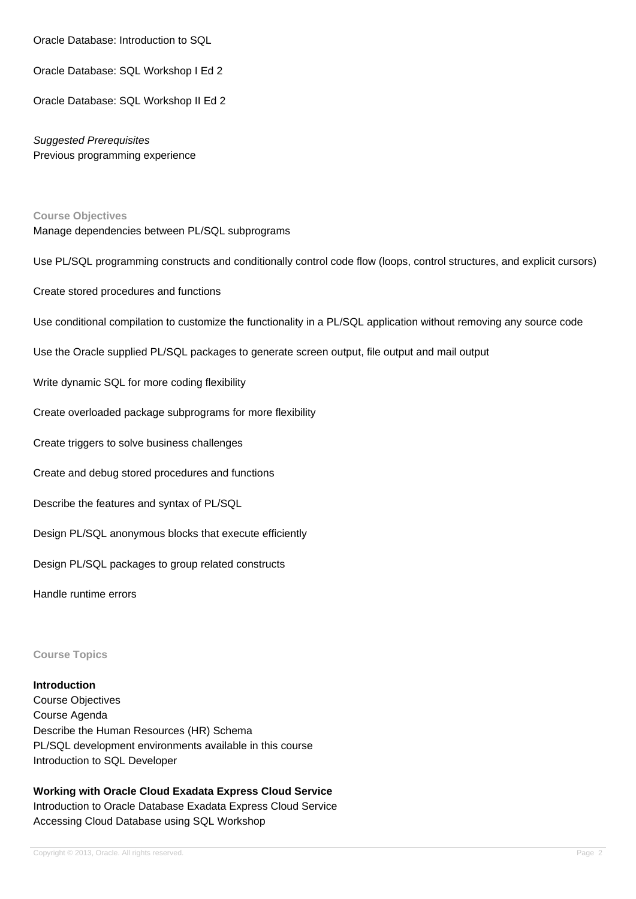Oracle Database: Introduction to SQL

Oracle Database: SQL Workshop I Ed 2

Oracle Database: SQL Workshop II Ed 2

*Suggested Prerequisites*
Previous programming experience

### Course Objectives

Manage dependencies between PL/SQL subprograms

Use PL/SQL programming constructs and conditionally control code flow (loops, control structures, and explicit cursors)

Create stored procedures and functions

Use conditional compilation to customize the functionality in a PL/SQL application without removing any source code

Use the Oracle supplied PL/SQL packages to generate screen output, file output and mail output

Write dynamic SQL for more coding flexibility

Create overloaded package subprograms for more flexibility

Create triggers to solve business challenges

Create and debug stored procedures and functions

Describe the features and syntax of PL/SQL

Design PL/SQL anonymous blocks that execute efficiently

Design PL/SQL packages to group related constructs

Handle runtime errors

### Course Topics

**Introduction**
Course Objectives
Course Agenda
Describe the Human Resources (HR) Schema
PL/SQL development environments available in this course
Introduction to SQL Developer

**Working with Oracle Cloud Exadata Express Cloud Service**
Introduction to Oracle Database Exadata Express Cloud Service
Accessing Cloud Database using SQL Workshop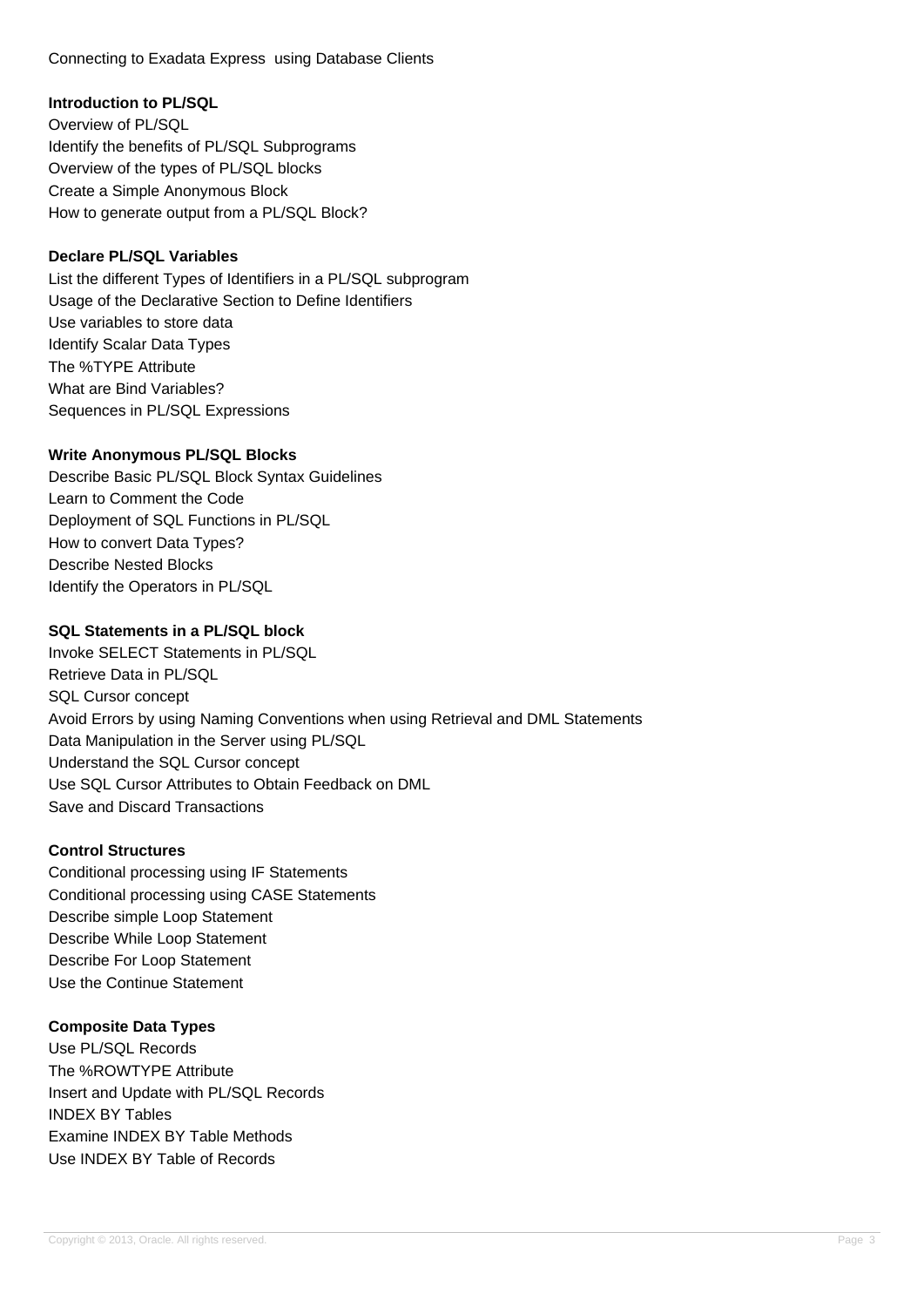Connecting to Exadata Express  using Database Clients

**Introduction to PL/SQL**

Overview of PL/SQL
Identify the benefits of PL/SQL Subprograms
Overview of the types of PL/SQL blocks
Create a Simple Anonymous Block
How to generate output from a PL/SQL Block?

**Declare PL/SQL Variables**

List the different Types of Identifiers in a PL/SQL subprogram
Usage of the Declarative Section to Define Identifiers
Use variables to store data
Identify Scalar Data Types
The %TYPE Attribute
What are Bind Variables?
Sequences in PL/SQL Expressions

**Write Anonymous PL/SQL Blocks**

Describe Basic PL/SQL Block Syntax Guidelines
Learn to Comment the Code
Deployment of SQL Functions in PL/SQL
How to convert Data Types?
Describe Nested Blocks
Identify the Operators in PL/SQL

**SQL Statements in a PL/SQL block**

Invoke SELECT Statements in PL/SQL
Retrieve Data in PL/SQL
SQL Cursor concept
Avoid Errors by using Naming Conventions when using Retrieval and DML Statements
Data Manipulation in the Server using PL/SQL
Understand the SQL Cursor concept
Use SQL Cursor Attributes to Obtain Feedback on DML
Save and Discard Transactions

**Control Structures**

Conditional processing using IF Statements
Conditional processing using CASE Statements
Describe simple Loop Statement
Describe While Loop Statement
Describe For Loop Statement
Use the Continue Statement

**Composite Data Types**

Use PL/SQL Records
The %ROWTYPE Attribute
Insert and Update with PL/SQL Records
INDEX BY Tables
Examine INDEX BY Table Methods
Use INDEX BY Table of Records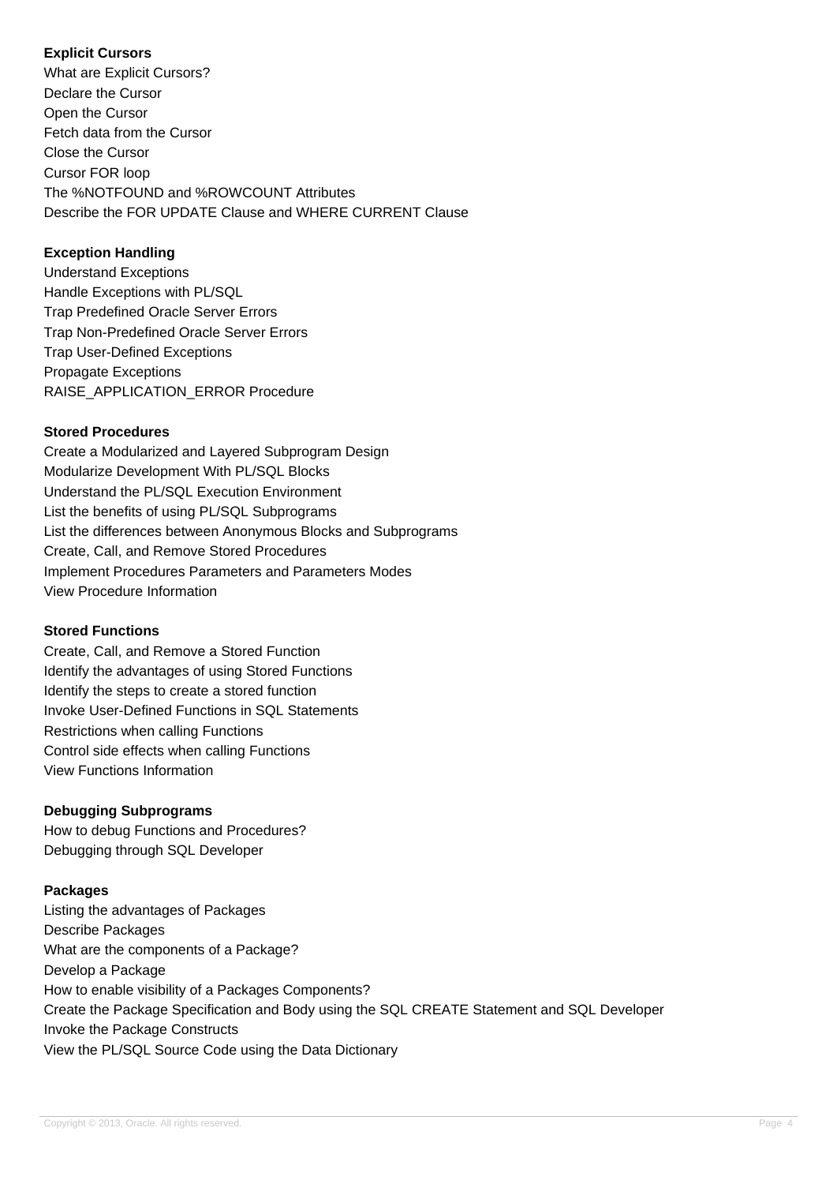**Explicit Cursors**

What are Explicit Cursors?
Declare the Cursor
Open the Cursor
Fetch data from the Cursor
Close the Cursor
Cursor FOR loop
The %NOTFOUND and %ROWCOUNT Attributes
Describe the FOR UPDATE Clause and WHERE CURRENT Clause

**Exception Handling**

Understand Exceptions
Handle Exceptions with PL/SQL
Trap Predefined Oracle Server Errors
Trap Non-Predefined Oracle Server Errors
Trap User-Defined Exceptions
Propagate Exceptions
RAISE_APPLICATION_ERROR Procedure

**Stored Procedures**

Create a Modularized and Layered Subprogram Design
Modularize Development With PL/SQL Blocks
Understand the PL/SQL Execution Environment
List the benefits of using PL/SQL Subprograms
List the differences between Anonymous Blocks and Subprograms
Create, Call, and Remove Stored Procedures
Implement Procedures Parameters and Parameters Modes
View Procedure Information

**Stored Functions**

Create, Call, and Remove a Stored Function
Identify the advantages of using Stored Functions
Identify the steps to create a stored function
Invoke User-Defined Functions in SQL Statements
Restrictions when calling Functions
Control side effects when calling Functions
View Functions Information

**Debugging Subprograms**

How to debug Functions and Procedures?
Debugging through SQL Developer

**Packages**

Listing the advantages of Packages
Describe Packages
What are the components of a Package?
Develop a Package
How to enable visibility of a Packages Components?
Create the Package Specification and Body using the SQL CREATE Statement and SQL Developer
Invoke the Package Constructs
View the PL/SQL Source Code using the Data Dictionary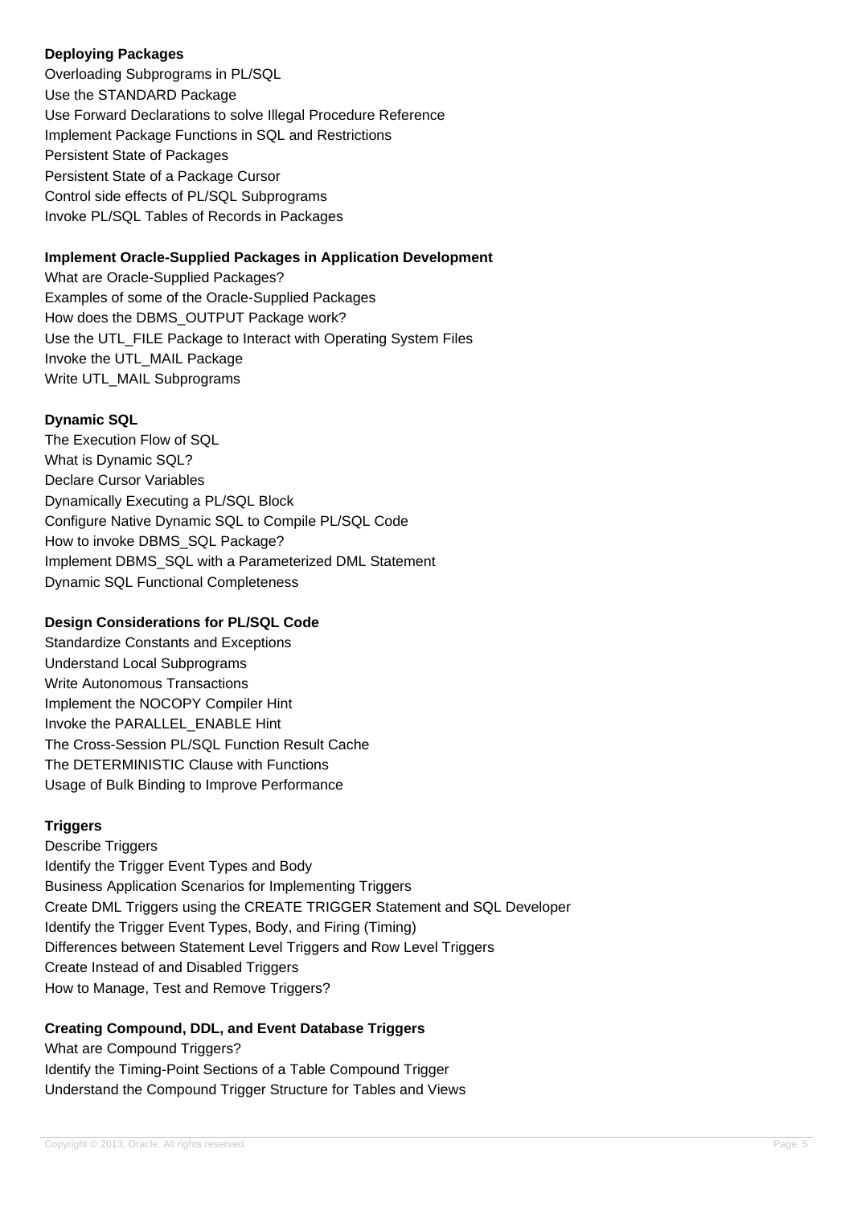**Deploying Packages**

Overloading Subprograms in PL/SQL
Use the STANDARD Package
Use Forward Declarations to solve Illegal Procedure Reference
Implement Package Functions in SQL and Restrictions
Persistent State of Packages
Persistent State of a Package Cursor
Control side effects of PL/SQL Subprograms
Invoke PL/SQL Tables of Records in Packages

**Implement Oracle-Supplied Packages in Application Development**

What are Oracle-Supplied Packages?
Examples of some of the Oracle-Supplied Packages
How does the DBMS_OUTPUT Package work?
Use the UTL_FILE Package to Interact with Operating System Files
Invoke the UTL_MAIL Package
Write UTL_MAIL Subprograms

**Dynamic SQL**

The Execution Flow of SQL
What is Dynamic SQL?
Declare Cursor Variables
Dynamically Executing a PL/SQL Block
Configure Native Dynamic SQL to Compile PL/SQL Code
How to invoke DBMS_SQL Package?
Implement DBMS_SQL with a Parameterized DML Statement
Dynamic SQL Functional Completeness

**Design Considerations for PL/SQL Code**

Standardize Constants and Exceptions
Understand Local Subprograms
Write Autonomous Transactions
Implement the NOCOPY Compiler Hint
Invoke the PARALLEL_ENABLE Hint
The Cross-Session PL/SQL Function Result Cache
The DETERMINISTIC Clause with Functions
Usage of Bulk Binding to Improve Performance

**Triggers**

Describe Triggers
Identify the Trigger Event Types and Body
Business Application Scenarios for Implementing Triggers
Create DML Triggers using the CREATE TRIGGER Statement and SQL Developer
Identify the Trigger Event Types, Body, and Firing (Timing)
Differences between Statement Level Triggers and Row Level Triggers
Create Instead of and Disabled Triggers
How to Manage, Test and Remove Triggers?

**Creating Compound, DDL, and Event Database Triggers**

What are Compound Triggers?
Identify the Timing-Point Sections of a Table Compound Trigger
Understand the Compound Trigger Structure for Tables and Views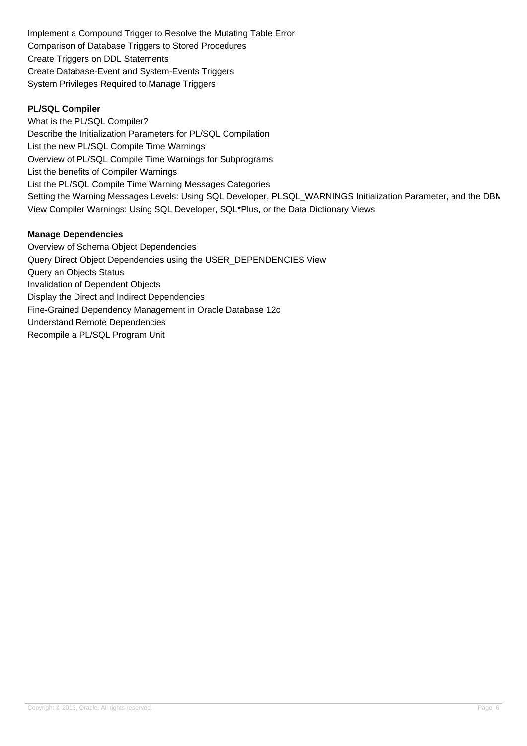Implement a Compound Trigger to Resolve the Mutating Table Error
Comparison of Database Triggers to Stored Procedures
Create Triggers on DDL Statements
Create Database-Event and System-Events Triggers
System Privileges Required to Manage Triggers

**PL/SQL Compiler**

What is the PL/SQL Compiler?
Describe the Initialization Parameters for PL/SQL Compilation
List the new PL/SQL Compile Time Warnings
Overview of PL/SQL Compile Time Warnings for Subprograms
List the benefits of Compiler Warnings
List the PL/SQL Compile Time Warning Messages Categories
Setting the Warning Messages Levels: Using SQL Developer, PLSQL_WARNINGS Initialization Parameter, and the DBM
View Compiler Warnings: Using SQL Developer, SQL*Plus, or the Data Dictionary Views

**Manage Dependencies**

Overview of Schema Object Dependencies
Query Direct Object Dependencies using the USER_DEPENDENCIES View
Query an Objects Status
Invalidation of Dependent Objects
Display the Direct and Indirect Dependencies
Fine-Grained Dependency Management in Oracle Database 12c
Understand Remote Dependencies
Recompile a PL/SQL Program Unit